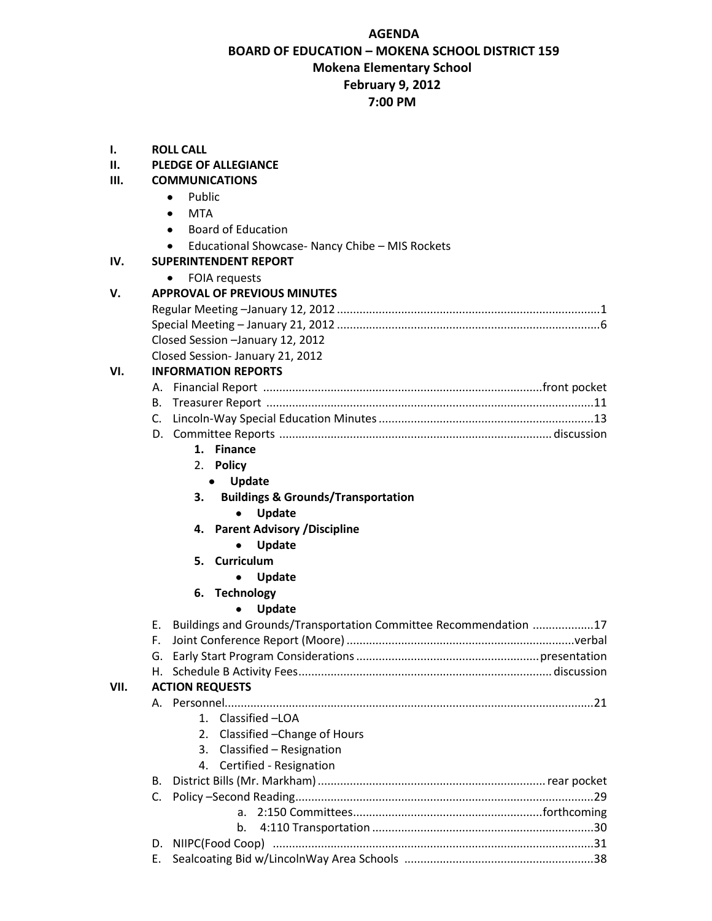# AGENDA
## BOARD OF EDUCATION – MOKENA SCHOOL DISTRICT 159
### Mokena Elementary School
### February 9, 2012
### 7:00 PM

**I. ROLL CALL**

**II. PLEDGE OF ALLEGIANCE**

**III. COMMUNICATIONS**

- Public
- MTA
- Board of Education
- Educational Showcase- Nancy Chibe – MIS Rockets

**IV. SUPERINTENDENT REPORT**

- FOIA requests

**V. APPROVAL OF PREVIOUS MINUTES**

Regular Meeting –January 12, 2012 ........................................ 1
Special Meeting – January 21, 2012 ........................................ 6
Closed Session –January 12, 2012
Closed Session- January 21, 2012

**VI. INFORMATION REPORTS**

A. Financial Report ........................................ front pocket
B. Treasurer Report ........................................ 11
C. Lincoln-Way Special Education Minutes ........................................ 13
D. Committee Reports ........................................ discussion
   1. **Finance**
   2. **Policy**
      - **Update**
   3. **Buildings & Grounds/Transportation**
      - **Update**
   4. **Parent Advisory /Discipline**
      - **Update**
   5. **Curriculum**
      - **Update**
   6. **Technology**
      - **Update**

E. Buildings and Grounds/Transportation Committee Recommendation .................. 17
F. Joint Conference Report (Moore) ........................................ verbal
G. Early Start Program Considerations ........................................ presentation
H. Schedule B Activity Fees ........................................ discussion

**VII. ACTION REQUESTS**

A. Personnel ........................................ 21
   1. Classified –LOA
   2. Classified –Change of Hours
   3. Classified – Resignation
   4. Certified - Resignation

B. District Bills (Mr. Markham) ........................................ rear pocket
C. Policy –Second Reading ........................................ 29
   a. 2:150 Committees ........................................ forthcoming
   b. 4:110 Transportation ........................................ 30

D. NIIPC(Food Coop) ........................................ 31
E. Sealcoating Bid w/LincolnWay Area Schools ........................................ 38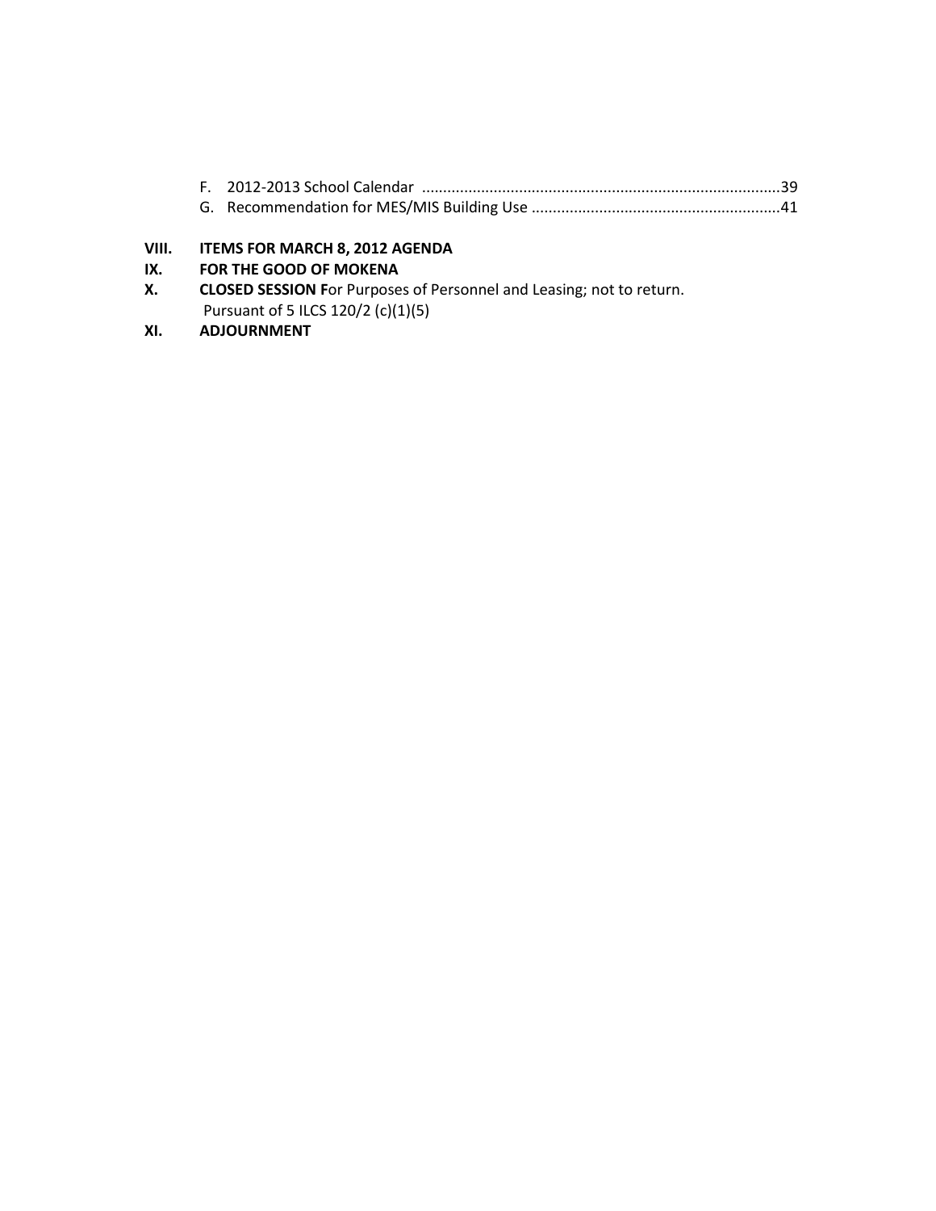F. 2012-2013 School Calendar ....................................................................................39
G. Recommendation for MES/MIS Building Use ..........................................................41

**VIII. ITEMS FOR MARCH 8, 2012 AGENDA**

**IX. FOR THE GOOD OF MOKENA**

**X. CLOSED SESSION F**or Purposes of Personnel and Leasing; not to return.
Pursuant of 5 ILCS 120/2 (c)(1)(5)

**XI. ADJOURNMENT**